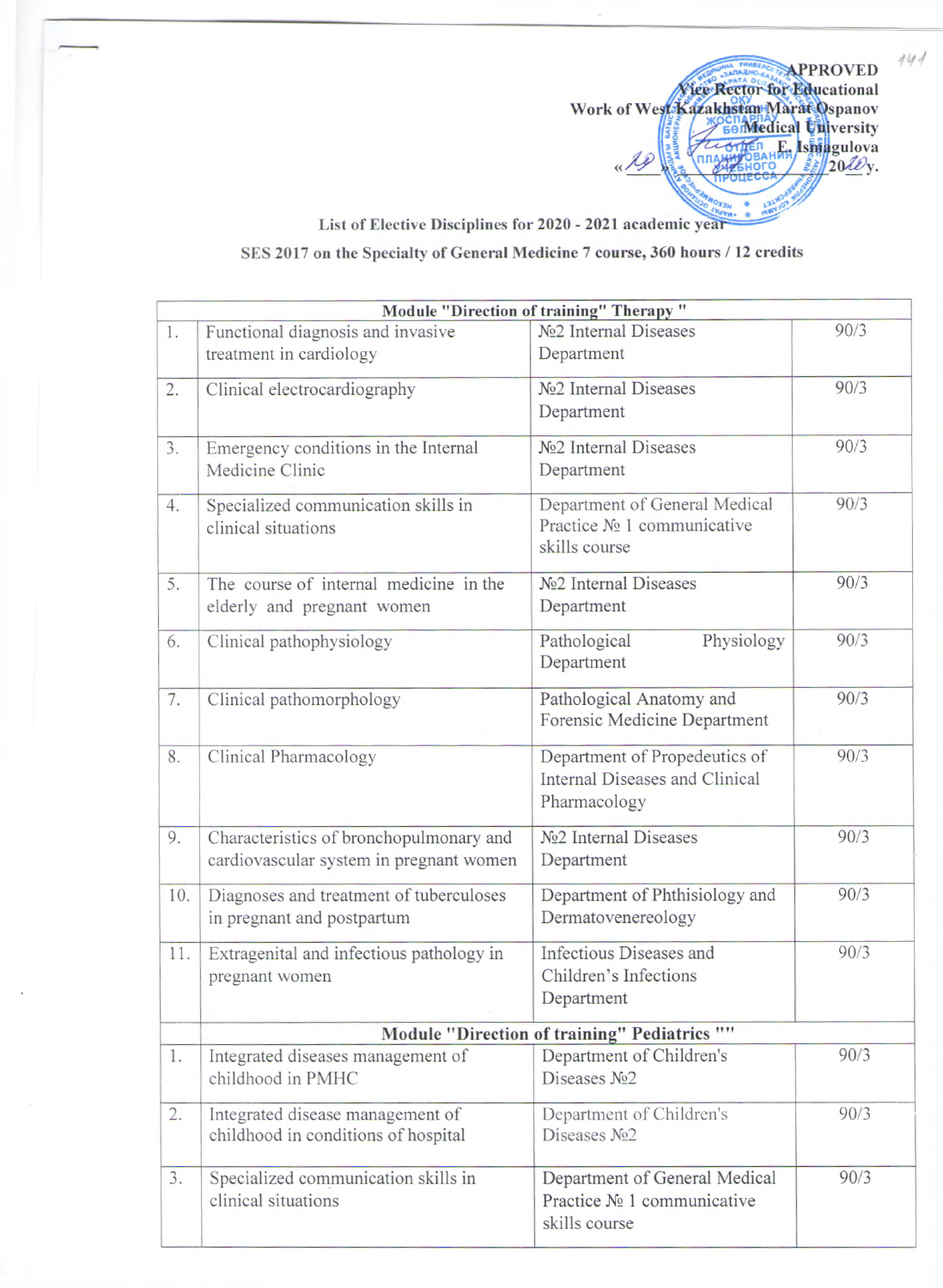APPROVED
Vice Rector for Educational
Work of West Kazakhstan Marat Ospanov
Medical University
E. Ismagulova
«19» 2020y.

List of Elective Disciplines for 2020 - 2021 academic year

SES 2017 on the Specialty of General Medicine 7 course, 360 hours / 12 credits

| | Module "Direction of training" Therapy " | | |
|---|---|---|---|
| 1. | Functional diagnosis and invasive treatment in cardiology | №2 Internal Diseases Department | 90/3 |
| 2. | Clinical electrocardiography | №2 Internal Diseases Department | 90/3 |
| 3. | Emergency conditions in the Internal Medicine Clinic | №2 Internal Diseases Department | 90/3 |
| 4. | Specialized communication skills in clinical situations | Department of General Medical Practice № 1 communicative skills course | 90/3 |
| 5. | The course of internal medicine in the elderly and pregnant women | №2 Internal Diseases Department | 90/3 |
| 6. | Clinical pathophysiology | Pathological Physiology Department | 90/3 |
| 7. | Clinical pathomorphology | Pathological Anatomy and Forensic Medicine Department | 90/3 |
| 8. | Clinical Pharmacology | Department of Propedeutics of Internal Diseases and Clinical Pharmacology | 90/3 |
| 9. | Characteristics of bronchopulmonary and cardiovascular system in pregnant women | №2 Internal Diseases Department | 90/3 |
| 10. | Diagnoses and treatment of tuberculoses in pregnant and postpartum | Department of Phthisiology and Dermatovenereology | 90/3 |
| 11. | Extragenital and infectious pathology in pregnant women | Infectious Diseases and Children's Infections Department | 90/3 |
| | **Module "Direction of training" Pediatrics ""** | | |
| 1. | Integrated diseases management of childhood in PMHC | Department of Children's Diseases №2 | 90/3 |
| 2. | Integrated disease management of childhood in conditions of hospital | Department of Children's Diseases №2 | 90/3 |
| 3. | Specialized communication skills in clinical situations | Department of General Medical Practice № 1 communicative skills course | 90/3 |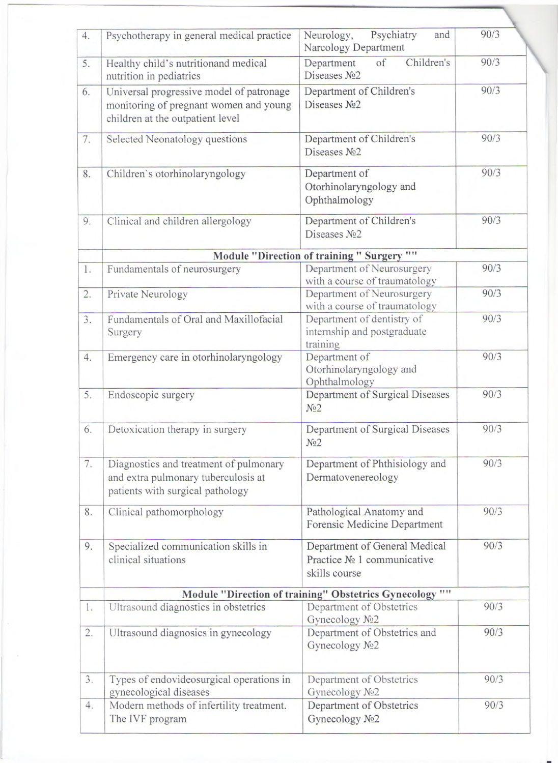| | | | |
|---|---|---|---|
| 4. | Psychotherapy in general medical practice | Neurology, Psychiatry and Narcology Department | 90/3 |
| 5. | Healthy child's nutritionand medical nutrition in pediatrics | Department of Children's Diseases №2 | 90/3 |
| 6. | Universal progressive model of patronage monitoring of pregnant women and young children at the outpatient level | Department of Children's Diseases №2 | 90/3 |
| 7. | Selected Neonatology questions | Department of Children's Diseases №2 | 90/3 |
| 8. | Children`s otorhinolaryngology | Department of Otorhinolaryngology and Ophthalmology | 90/3 |
| 9. | Clinical and children allergology | Department of Children's Diseases №2 | 90/3 |
| | **Module "Direction of training " Surgery ""** | | |
| 1. | Fundamentals of neurosurgery | Department of Neurosurgery with a course of traumatology | 90/3 |
| 2. | Private Neurology | Department of Neurosurgery with a course of traumatology | 90/3 |
| 3. | Fundamentals of Oral and Maxillofacial Surgery | Department of dentistry of internship and postgraduate training | 90/3 |
| 4. | Emergency care in otorhinolaryngology | Department of Otorhinolaryngology and Ophthalmology | 90/3 |
| 5. | Endoscopic surgery | Department of Surgical Diseases №2 | 90/3 |
| 6. | Detoxication therapy in surgery | Department of Surgical Diseases №2 | 90/3 |
| 7. | Diagnostics and treatment of pulmonary and extra pulmonary tuberculosis at patients with surgical pathology | Department of Phthisiology and Dermatovenereology | 90/3 |
| 8. | Clinical pathomorphology | Pathological Anatomy and Forensic Medicine Department | 90/3 |
| 9. | Specialized communication skills in clinical situations | Department of General Medical Practice № 1 communicative skills course | 90/3 |
| | **Module "Direction of training" Obstetrics Gynecology ""** | | |
| 1. | Ultrasound diagnostics in obstetrics | Department of Obstetrics Gynecology №2 | 90/3 |
| 2. | Ultrasound diagnosics in gynecology | Department of Obstetrics and Gynecology №2 | 90/3 |
| 3. | Types of endovideosurgical operations in gynecological diseases | Department of Obstetrics Gynecology №2 | 90/3 |
| 4. | Modern methods of infertility treatment. The IVF program | Department of Obstetrics Gynecology №2 | 90/3 |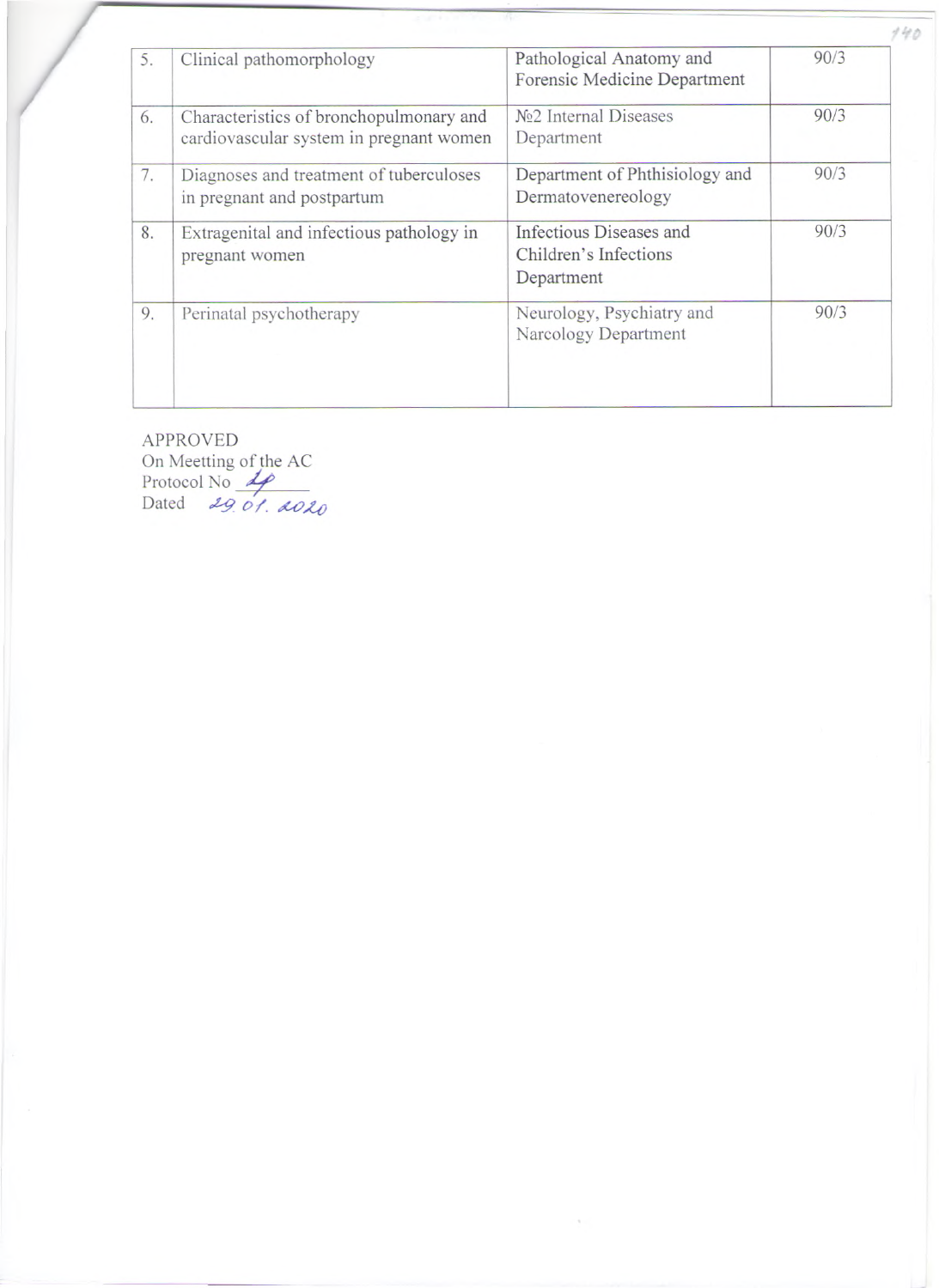| | | | |
|---|---|---|---|
| 5. | Clinical pathomorphology | Pathological Anatomy and Forensic Medicine Department | 90/3 |
| 6. | Characteristics of bronchopulmonary and cardiovascular system in pregnant women | №2 Internal Diseases Department | 90/3 |
| 7. | Diagnoses and treatment of tuberculoses in pregnant and postpartum | Department of Phthisiology and Dermatovenereology | 90/3 |
| 8. | Extragenital and infectious pathology in pregnant women | Infectious Diseases and Children's Infections Department | 90/3 |
| 9. | Perinatal psychotherapy | Neurology, Psychiatry and Narcology Department | 90/3 |

APPROVED
On Meetting of the AC
Protocol No 4
Dated 29.01.2020